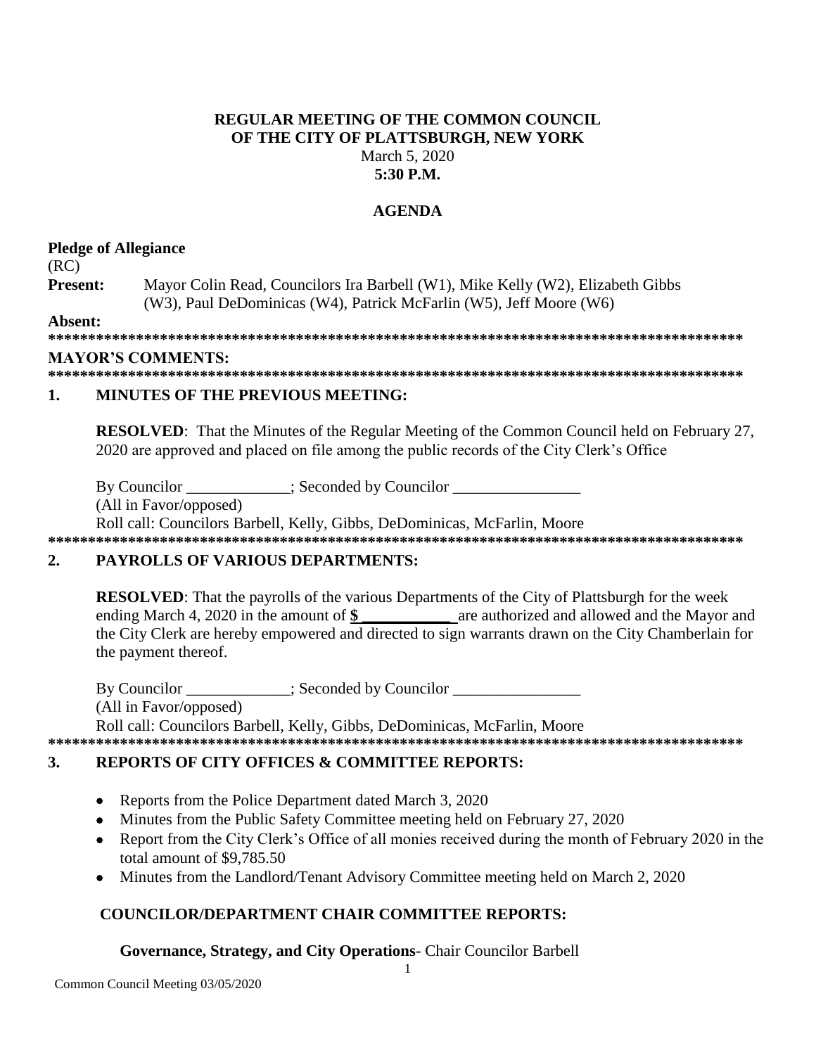# REGULAR MEETING OF THE COMMON COUNCIL OF THE CITY OF PLATTSBURGH, NEW YORK

March 5, 2020

**5:30 P.M.**

## AGENDA

**Pledge of Allegiance**

(RC)

**Present:** Mayor Colin Read, Councilors Ira Barbell (W1), Mike Kelly (W2), Elizabeth Gibbs (W3), Paul DeDominicas (W4), Patrick McFarlin (W5), Jeff Moore (W6)

**Absent:**

**************************************************************************************

**MAYOR'S COMMENTS:**

**************************************************************************************

### 1. MINUTES OF THE PREVIOUS MEETING:

**RESOLVED**: That the Minutes of the Regular Meeting of the Common Council held on February 27, 2020 are approved and placed on file among the public records of the City Clerk's Office

By Councilor _____________; Seconded by Councilor ________________

(All in Favor/opposed)

Roll call: Councilors Barbell, Kelly, Gibbs, DeDominicas, McFarlin, Moore

**************************************************************************************

### 2. PAYROLLS OF VARIOUS DEPARTMENTS:

**RESOLVED**: That the payrolls of the various Departments of the City of Plattsburgh for the week ending March 4, 2020 in the amount of **$ ___________** are authorized and allowed and the Mayor and the City Clerk are hereby empowered and directed to sign warrants drawn on the City Chamberlain for the payment thereof.

By Councilor _____________; Seconded by Councilor ________________

(All in Favor/opposed)

Roll call: Councilors Barbell, Kelly, Gibbs, DeDominicas, McFarlin, Moore

**************************************************************************************

### 3. REPORTS OF CITY OFFICES & COMMITTEE REPORTS:

- Reports from the Police Department dated March 3, 2020
- Minutes from the Public Safety Committee meeting held on February 27, 2020
- Report from the City Clerk's Office of all monies received during the month of February 2020 in the total amount of $9,785.50
- Minutes from the Landlord/Tenant Advisory Committee meeting held on March 2, 2020

**COUNCILOR/DEPARTMENT CHAIR COMMITTEE REPORTS:**

**Governance, Strategy, and City Operations**- Chair Councilor Barbell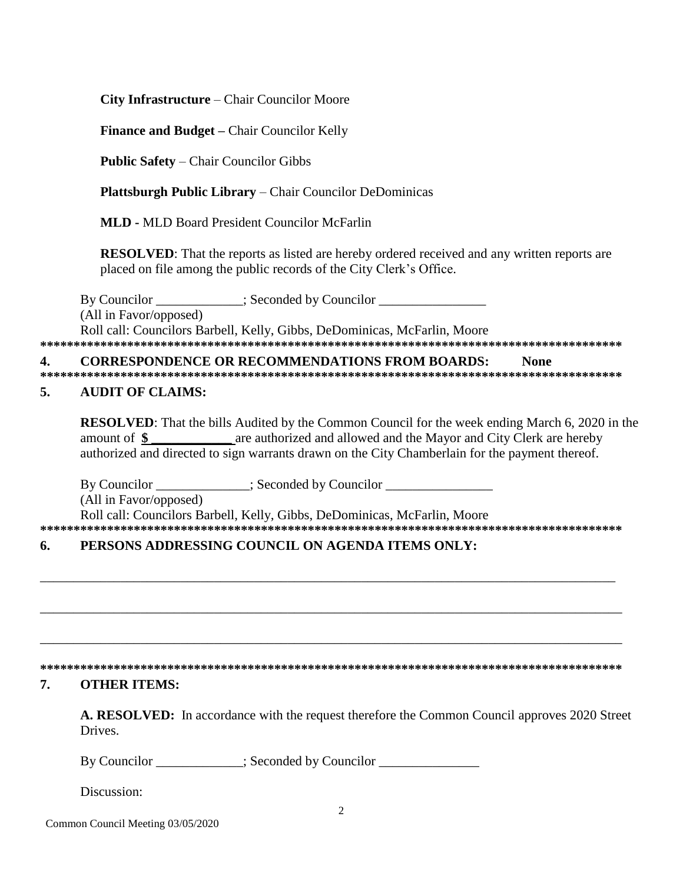**City Infrastructure** – Chair Councilor Moore

**Finance and Budget –** Chair Councilor Kelly

**Public Safety** – Chair Councilor Gibbs

**Plattsburgh Public Library** – Chair Councilor DeDominicas

**MLD -** MLD Board President Councilor McFarlin

**RESOLVED**: That the reports as listed are hereby ordered received and any written reports are placed on file among the public records of the City Clerk's Office.

By Councilor _____________; Seconded by Councilor ________________
(All in Favor/opposed)
Roll call: Councilors Barbell, Kelly, Gibbs, DeDominicas, McFarlin, Moore

******************************************************************************************

## 4. CORRESPONDENCE OR RECOMMENDATIONS FROM BOARDS: None

******************************************************************************************

## 5. AUDIT OF CLAIMS:

**RESOLVED**: That the bills Audited by the Common Council for the week ending March 6, 2020 in the amount of **$ ____________** are authorized and allowed and the Mayor and City Clerk are hereby authorized and directed to sign warrants drawn on the City Chamberlain for the payment thereof.

By Councilor ______________; Seconded by Councilor ________________
(All in Favor/opposed)
Roll call: Councilors Barbell, Kelly, Gibbs, DeDominicas, McFarlin, Moore

******************************************************************************************

## 6. PERSONS ADDRESSING COUNCIL ON AGENDA ITEMS ONLY:

_____________________________________________________________________________________

_____________________________________________________________________________________

_____________________________________________________________________________________

******************************************************************************************

## 7. OTHER ITEMS:

**A. RESOLVED:** In accordance with the request therefore the Common Council approves 2020 Street Drives.

By Councilor _____________; Seconded by Councilor _______________

Discussion: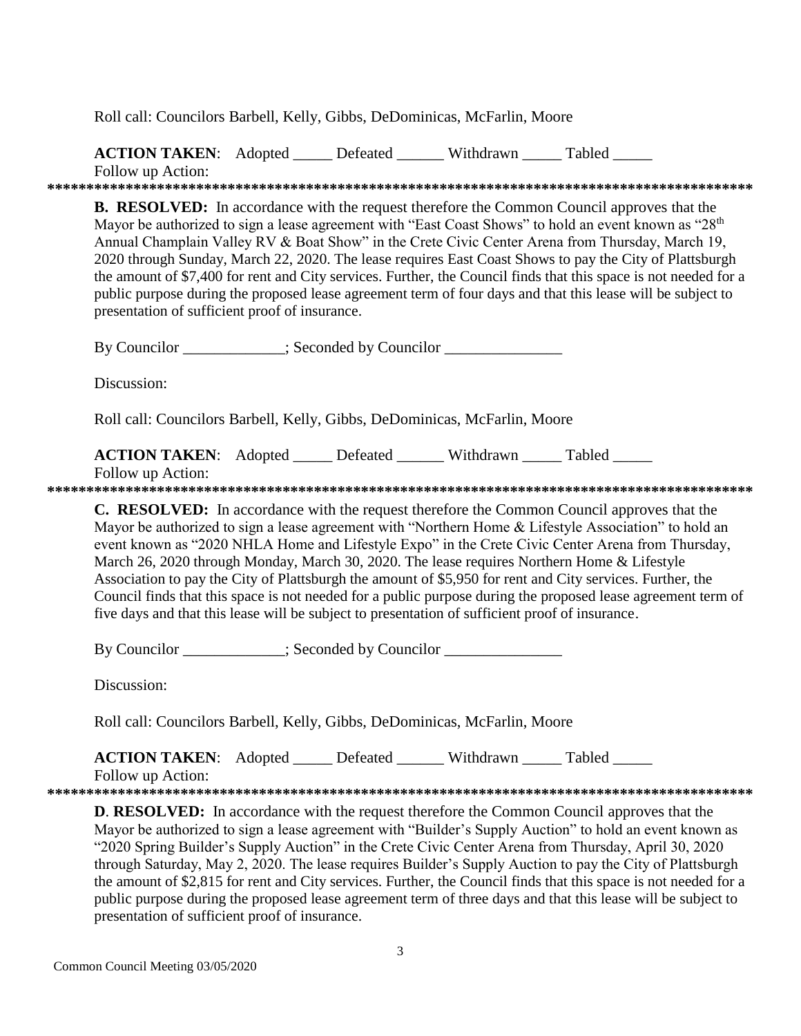Roll call: Councilors Barbell, Kelly, Gibbs, DeDominicas, McFarlin, Moore

**ACTION TAKEN**: Adopted _____ Defeated ______ Withdrawn _____ Tabled _____
Follow up Action:

*********************************************************************************************

**B. RESOLVED:** In accordance with the request therefore the Common Council approves that the Mayor be authorized to sign a lease agreement with "East Coast Shows" to hold an event known as "28th Annual Champlain Valley RV & Boat Show" in the Crete Civic Center Arena from Thursday, March 19, 2020 through Sunday, March 22, 2020. The lease requires East Coast Shows to pay the City of Plattsburgh the amount of $7,400 for rent and City services. Further, the Council finds that this space is not needed for a public purpose during the proposed lease agreement term of four days and that this lease will be subject to presentation of sufficient proof of insurance.

By Councilor _____________; Seconded by Councilor _______________

Discussion:

Roll call: Councilors Barbell, Kelly, Gibbs, DeDominicas, McFarlin, Moore

**ACTION TAKEN**: Adopted _____ Defeated ______ Withdrawn _____ Tabled _____
Follow up Action:

*********************************************************************************************

**C. RESOLVED:** In accordance with the request therefore the Common Council approves that the Mayor be authorized to sign a lease agreement with "Northern Home & Lifestyle Association" to hold an event known as "2020 NHLA Home and Lifestyle Expo" in the Crete Civic Center Arena from Thursday, March 26, 2020 through Monday, March 30, 2020. The lease requires Northern Home & Lifestyle Association to pay the City of Plattsburgh the amount of $5,950 for rent and City services. Further, the Council finds that this space is not needed for a public purpose during the proposed lease agreement term of five days and that this lease will be subject to presentation of sufficient proof of insurance.

By Councilor _____________; Seconded by Councilor _______________

Discussion:

Roll call: Councilors Barbell, Kelly, Gibbs, DeDominicas, McFarlin, Moore

**ACTION TAKEN**: Adopted _____ Defeated ______ Withdrawn _____ Tabled _____
Follow up Action:

*********************************************************************************************

**D. RESOLVED:** In accordance with the request therefore the Common Council approves that the Mayor be authorized to sign a lease agreement with "Builder's Supply Auction" to hold an event known as "2020 Spring Builder's Supply Auction" in the Crete Civic Center Arena from Thursday, April 30, 2020 through Saturday, May 2, 2020. The lease requires Builder's Supply Auction to pay the City of Plattsburgh the amount of $2,815 for rent and City services. Further, the Council finds that this space is not needed for a public purpose during the proposed lease agreement term of three days and that this lease will be subject to presentation of sufficient proof of insurance.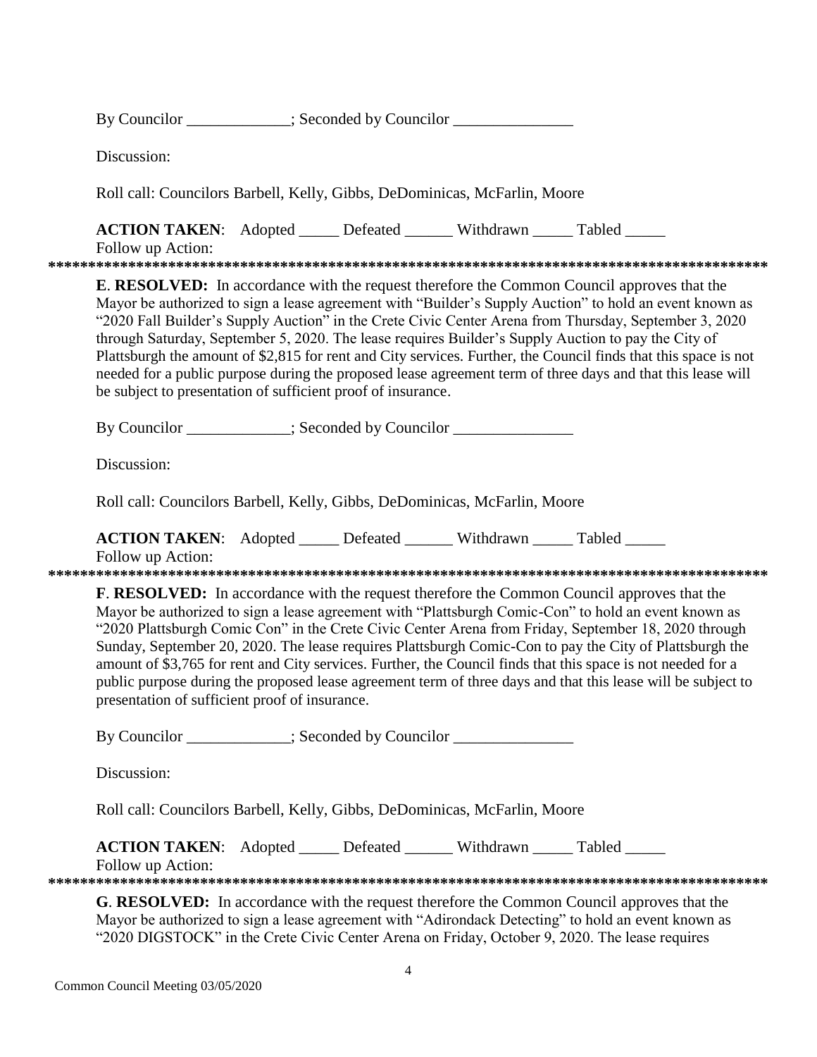By Councilor _____________; Seconded by Councilor _______________

Discussion:

Roll call: Councilors Barbell, Kelly, Gibbs, DeDominicas, McFarlin, Moore

**ACTION TAKEN**: Adopted _____ Defeated ______ Withdrawn _____ Tabled _____
Follow up Action:

*******************************************************************************************

**E**. **RESOLVED:** In accordance with the request therefore the Common Council approves that the Mayor be authorized to sign a lease agreement with "Builder's Supply Auction" to hold an event known as "2020 Fall Builder's Supply Auction" in the Crete Civic Center Arena from Thursday, September 3, 2020 through Saturday, September 5, 2020. The lease requires Builder's Supply Auction to pay the City of Plattsburgh the amount of $2,815 for rent and City services. Further, the Council finds that this space is not needed for a public purpose during the proposed lease agreement term of three days and that this lease will be subject to presentation of sufficient proof of insurance.

By Councilor _____________; Seconded by Councilor _______________

Discussion:

Roll call: Councilors Barbell, Kelly, Gibbs, DeDominicas, McFarlin, Moore

**ACTION TAKEN**: Adopted _____ Defeated ______ Withdrawn _____ Tabled _____
Follow up Action:

*******************************************************************************************

**F**. **RESOLVED:** In accordance with the request therefore the Common Council approves that the Mayor be authorized to sign a lease agreement with "Plattsburgh Comic-Con" to hold an event known as "2020 Plattsburgh Comic Con" in the Crete Civic Center Arena from Friday, September 18, 2020 through Sunday, September 20, 2020. The lease requires Plattsburgh Comic-Con to pay the City of Plattsburgh the amount of $3,765 for rent and City services. Further, the Council finds that this space is not needed for a public purpose during the proposed lease agreement term of three days and that this lease will be subject to presentation of sufficient proof of insurance.

By Councilor _____________; Seconded by Councilor _______________

Discussion:

Roll call: Councilors Barbell, Kelly, Gibbs, DeDominicas, McFarlin, Moore

**ACTION TAKEN**: Adopted _____ Defeated ______ Withdrawn _____ Tabled _____
Follow up Action:

*******************************************************************************************

**G**. **RESOLVED:** In accordance with the request therefore the Common Council approves that the Mayor be authorized to sign a lease agreement with "Adirondack Detecting" to hold an event known as "2020 DIGSTOCK" in the Crete Civic Center Arena on Friday, October 9, 2020. The lease requires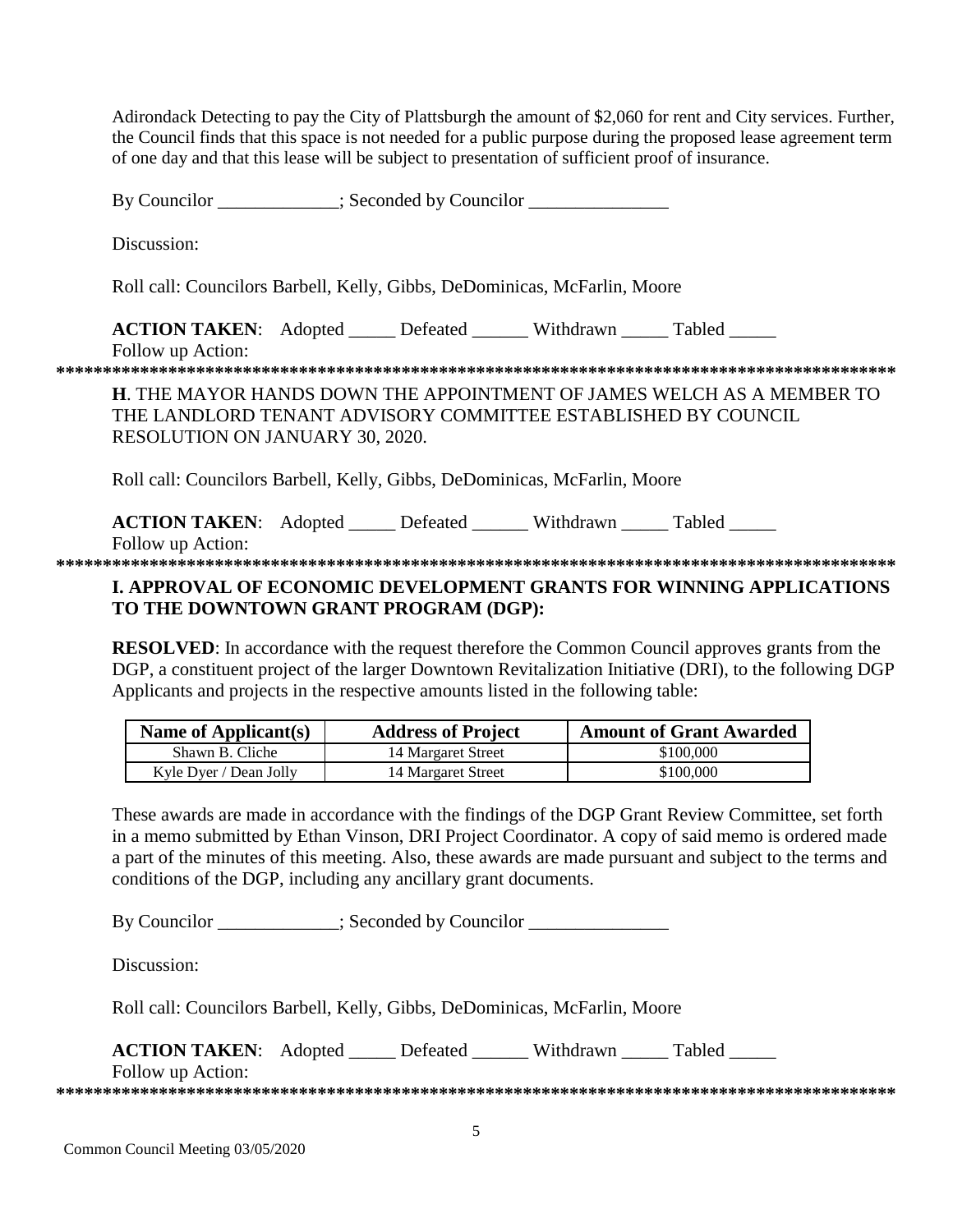Adirondack Detecting to pay the City of Plattsburgh the amount of $2,060 for rent and City services. Further, the Council finds that this space is not needed for a public purpose during the proposed lease agreement term of one day and that this lease will be subject to presentation of sufficient proof of insurance.

By Councilor _____________; Seconded by Councilor _______________

Discussion:

Roll call: Councilors Barbell, Kelly, Gibbs, DeDominicas, McFarlin, Moore

**ACTION TAKEN**: Adopted _____ Defeated ______ Withdrawn _____ Tabled _____
Follow up Action:

*******************************************************************************************

**H**. THE MAYOR HANDS DOWN THE APPOINTMENT OF JAMES WELCH AS A MEMBER TO THE LANDLORD TENANT ADVISORY COMMITTEE ESTABLISHED BY COUNCIL RESOLUTION ON JANUARY 30, 2020.

Roll call: Councilors Barbell, Kelly, Gibbs, DeDominicas, McFarlin, Moore

**ACTION TAKEN**: Adopted _____ Defeated ______ Withdrawn _____ Tabled _____
Follow up Action:

*******************************************************************************************

**I. APPROVAL OF ECONOMIC DEVELOPMENT GRANTS FOR WINNING APPLICATIONS TO THE DOWNTOWN GRANT PROGRAM (DGP):**

**RESOLVED**: In accordance with the request therefore the Common Council approves grants from the DGP, a constituent project of the larger Downtown Revitalization Initiative (DRI), to the following DGP Applicants and projects in the respective amounts listed in the following table:

| Name of Applicant(s) | Address of Project | Amount of Grant Awarded |
|---|---|---|
| Shawn B. Cliche | 14 Margaret Street | $100,000 |
| Kyle Dyer / Dean Jolly | 14 Margaret Street | $100,000 |

These awards are made in accordance with the findings of the DGP Grant Review Committee, set forth in a memo submitted by Ethan Vinson, DRI Project Coordinator. A copy of said memo is ordered made a part of the minutes of this meeting. Also, these awards are made pursuant and subject to the terms and conditions of the DGP, including any ancillary grant documents.

By Councilor _____________; Seconded by Councilor _______________

Discussion:

Roll call: Councilors Barbell, Kelly, Gibbs, DeDominicas, McFarlin, Moore

**ACTION TAKEN**: Adopted _____ Defeated ______ Withdrawn _____ Tabled _____
Follow up Action:

*******************************************************************************************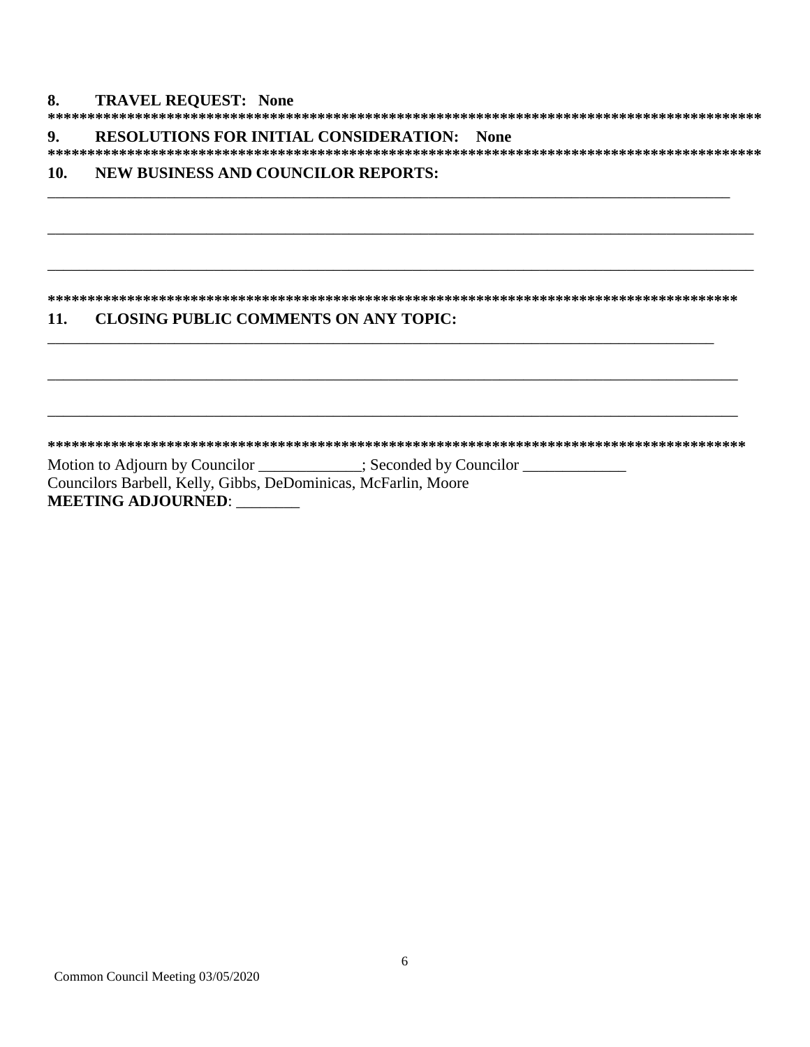**8. TRAVEL REQUEST: None**

*****************************************************************************************************

**9. RESOLUTIONS FOR INITIAL CONSIDERATION: None**

*****************************************************************************************************

**10. NEW BUSINESS AND COUNCILOR REPORTS:**

______________________________________________________________________________________

______________________________________________________________________________________

______________________________________________________________________________________

*****************************************************************************************************

**11. CLOSING PUBLIC COMMENTS ON ANY TOPIC:**

______________________________________________________________________________________

______________________________________________________________________________________

______________________________________________________________________________________

*****************************************************************************************************

Motion to Adjourn by Councilor _____________; Seconded by Councilor _____________
Councilors Barbell, Kelly, Gibbs, DeDominicas, McFarlin, Moore
**MEETING ADJOURNED**: ________

Common Council Meeting 03/05/2020